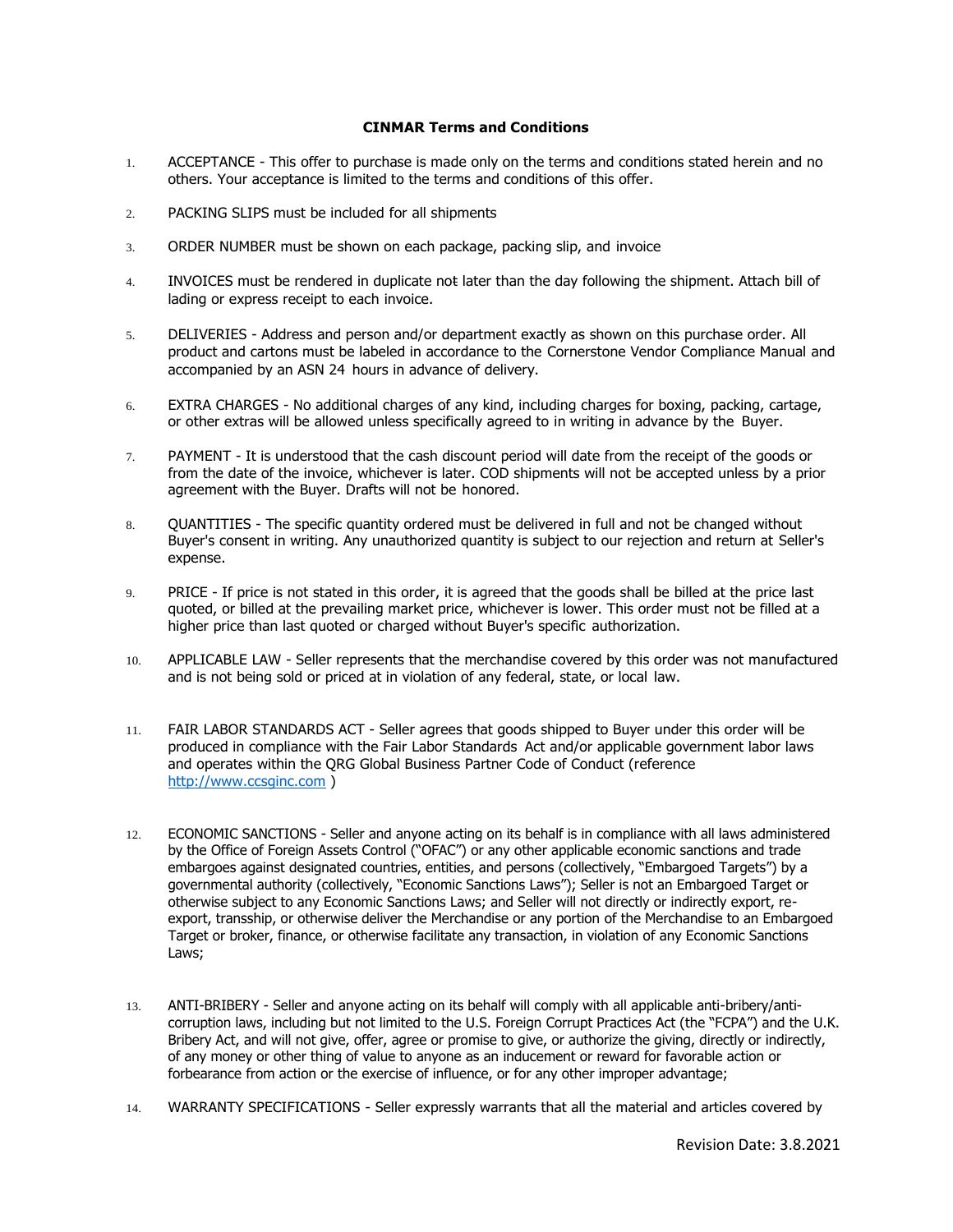**CINMAR Terms and Conditions**

1. ACCEPTANCE - This offer to purchase is made only on the terms and conditions stated herein and no others. Your acceptance is limited to the terms and conditions of this offer.

2. PACKING SLIPS must be included for all shipments

3. ORDER NUMBER must be shown on each package, packing slip, and invoice

4. INVOICES must be rendered in duplicate not later than the day following the shipment. Attach bill of lading or express receipt to each invoice.

5. DELIVERIES - Address and person and/or department exactly as shown on this purchase order. All product and cartons must be labeled in accordance to the Cornerstone Vendor Compliance Manual and accompanied by an ASN 24 hours in advance of delivery.

6. EXTRA CHARGES - No additional charges of any kind, including charges for boxing, packing, cartage, or other extras will be allowed unless specifically agreed to in writing in advance by the Buyer.

7. PAYMENT - It is understood that the cash discount period will date from the receipt of the goods or from the date of the invoice, whichever is later. COD shipments will not be accepted unless by a prior agreement with the Buyer. Drafts will not be honored.

8. QUANTITIES - The specific quantity ordered must be delivered in full and not be changed without Buyer's consent in writing. Any unauthorized quantity is subject to our rejection and return at Seller's expense.

9. PRICE - If price is not stated in this order, it is agreed that the goods shall be billed at the price last quoted, or billed at the prevailing market price, whichever is lower. This order must not be filled at a higher price than last quoted or charged without Buyer's specific authorization.

10. APPLICABLE LAW - Seller represents that the merchandise covered by this order was not manufactured and is not being sold or priced at in violation of any federal, state, or local law.

11. FAIR LABOR STANDARDS ACT - Seller agrees that goods shipped to Buyer under this order will be produced in compliance with the Fair Labor Standards Act and/or applicable government labor laws and operates within the QRG Global Business Partner Code of Conduct (reference http://www.ccsginc.com )

12. ECONOMIC SANCTIONS - Seller and anyone acting on its behalf is in compliance with all laws administered by the Office of Foreign Assets Control ("OFAC") or any other applicable economic sanctions and trade embargoes against designated countries, entities, and persons (collectively, "Embargoed Targets") by a governmental authority (collectively, "Economic Sanctions Laws"); Seller is not an Embargoed Target or otherwise subject to any Economic Sanctions Laws; and Seller will not directly or indirectly export, re-export, transship, or otherwise deliver the Merchandise or any portion of the Merchandise to an Embargoed Target or broker, finance, or otherwise facilitate any transaction, in violation of any Economic Sanctions Laws;

13. ANTI-BRIBERY - Seller and anyone acting on its behalf will comply with all applicable anti-bribery/anti-corruption laws, including but not limited to the U.S. Foreign Corrupt Practices Act (the "FCPA") and the U.K. Bribery Act, and will not give, offer, agree or promise to give, or authorize the giving, directly or indirectly, of any money or other thing of value to anyone as an inducement or reward for favorable action or forbearance from action or the exercise of influence, or for any other improper advantage;

14. WARRANTY SPECIFICATIONS - Seller expressly warrants that all the material and articles covered by

Revision Date: 3.8.2021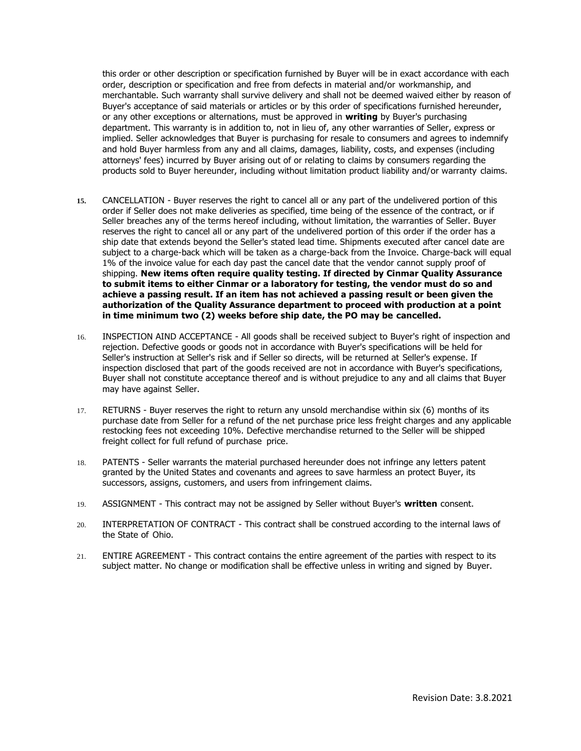this order or other description or specification furnished by Buyer will be in exact accordance with each order, description or specification and free from defects in material and/or workmanship, and merchantable. Such warranty shall survive delivery and shall not be deemed waived either by reason of Buyer's acceptance of said materials or articles or by this order of specifications furnished hereunder, or any other exceptions or alternations, must be approved in **writing** by Buyer's purchasing department. This warranty is in addition to, not in lieu of, any other warranties of Seller, express or implied. Seller acknowledges that Buyer is purchasing for resale to consumers and agrees to indemnify and hold Buyer harmless from any and all claims, damages, liability, costs, and expenses (including attorneys' fees) incurred by Buyer arising out of or relating to claims by consumers regarding the products sold to Buyer hereunder, including without limitation product liability and/or warranty claims.

15. CANCELLATION - Buyer reserves the right to cancel all or any part of the undelivered portion of this order if Seller does not make deliveries as specified, time being of the essence of the contract, or if Seller breaches any of the terms hereof including, without limitation, the warranties of Seller. Buyer reserves the right to cancel all or any part of the undelivered portion of this order if the order has a ship date that extends beyond the Seller's stated lead time. Shipments executed after cancel date are subject to a charge-back which will be taken as a charge-back from the Invoice. Charge-back will equal 1% of the invoice value for each day past the cancel date that the vendor cannot supply proof of shipping. **New items often require quality testing. If directed by Cinmar Quality Assurance to submit items to either Cinmar or a laboratory for testing, the vendor must do so and achieve a passing result. If an item has not achieved a passing result or been given the authorization of the Quality Assurance department to proceed with production at a point in time minimum two (2) weeks before ship date, the PO may be cancelled.**

16. INSPECTION AIND ACCEPTANCE - All goods shall be received subject to Buyer's right of inspection and rejection. Defective goods or goods not in accordance with Buyer's specifications will be held for Seller's instruction at Seller's risk and if Seller so directs, will be returned at Seller's expense. If inspection disclosed that part of the goods received are not in accordance with Buyer's specifications, Buyer shall not constitute acceptance thereof and is without prejudice to any and all claims that Buyer may have against Seller.

17. RETURNS - Buyer reserves the right to return any unsold merchandise within six (6) months of its purchase date from Seller for a refund of the net purchase price less freight charges and any applicable restocking fees not exceeding 10%. Defective merchandise returned to the Seller will be shipped freight collect for full refund of purchase price.

18. PATENTS - Seller warrants the material purchased hereunder does not infringe any letters patent granted by the United States and covenants and agrees to save harmless an protect Buyer, its successors, assigns, customers, and users from infringement claims.

19. ASSIGNMENT - This contract may not be assigned by Seller without Buyer's **written** consent.

20. INTERPRETATION OF CONTRACT - This contract shall be construed according to the internal laws of the State of Ohio.

21. ENTIRE AGREEMENT - This contract contains the entire agreement of the parties with respect to its subject matter. No change or modification shall be effective unless in writing and signed by Buyer.

Revision Date: 3.8.2021